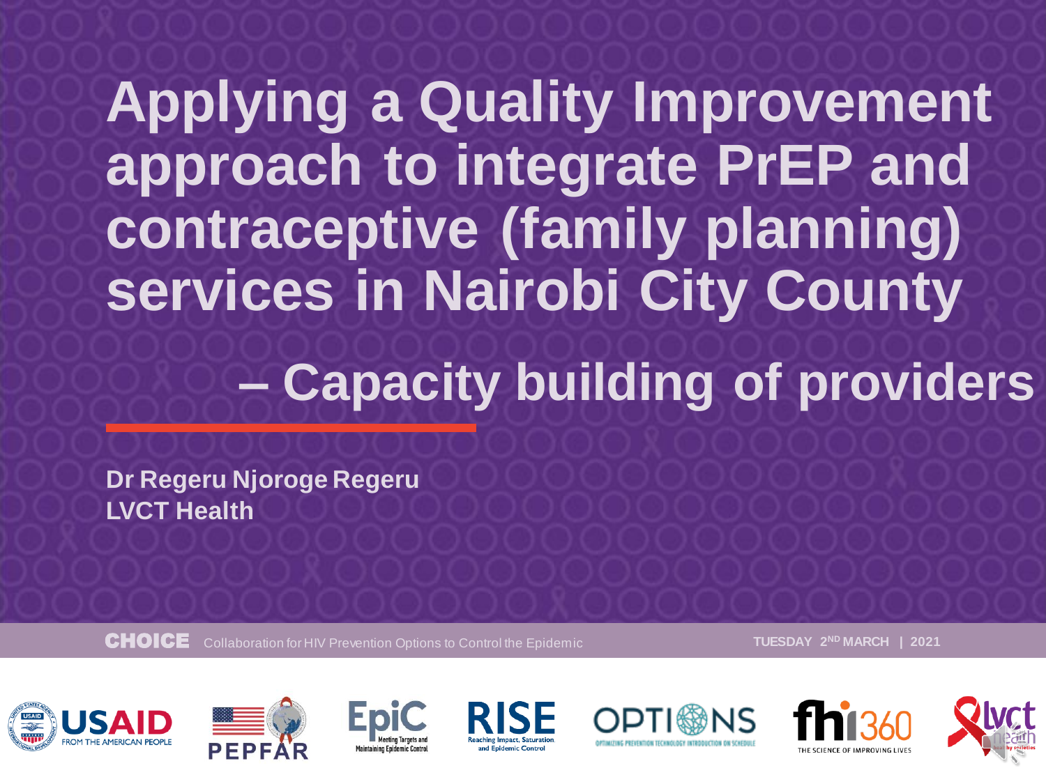# Applying a Quality Improvement approach to integrate PrEP and contraceptive (family planning) services in Nairobi City County – Capacity building of providers

**Dr Regeru Njoroge Regeru**
**LVCT Health**

**CHOICE** Collaboration for HIV Prevention Options to Control the Epidemic

**TUESDAY 2ND MARCH | 2021**

USAID FROM THE AMERICAN PEOPLE | PEPFAR | EpiC Meeting Targets and Maintaining Epidemic Control | RISE Reaching Impact, Saturation, and Epidemic Control | OPTIONS Optimizing Prevention Technology Introduction on Schedule | fhi360 THE SCIENCE OF IMPROVING LIVES | lvct health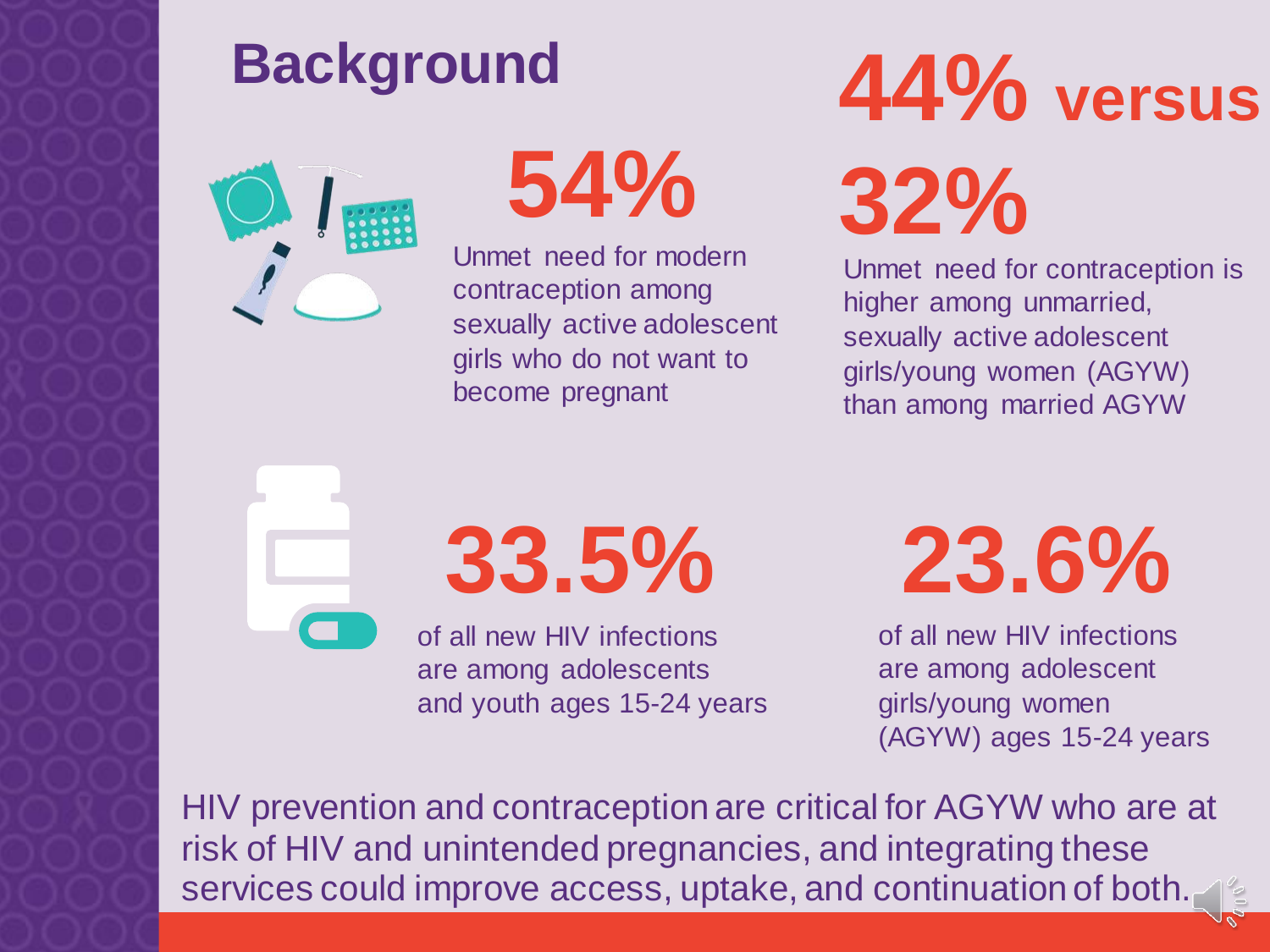# Background

**54%**

Unmet need for modern contraception among sexually active adolescent girls who do not want to become pregnant

**44% versus 32%**

Unmet need for contraception is higher among unmarried, sexually active adolescent girls/young women (AGYW) than among married AGYW

**33.5%**

of all new HIV infections are among adolescents and youth ages 15-24 years

**23.6%**

of all new HIV infections are among adolescent girls/young women (AGYW) ages 15-24 years

HIV prevention and contraception are critical for AGYW who are at risk of HIV and unintended pregnancies, and integrating these services could improve access, uptake, and continuation of both.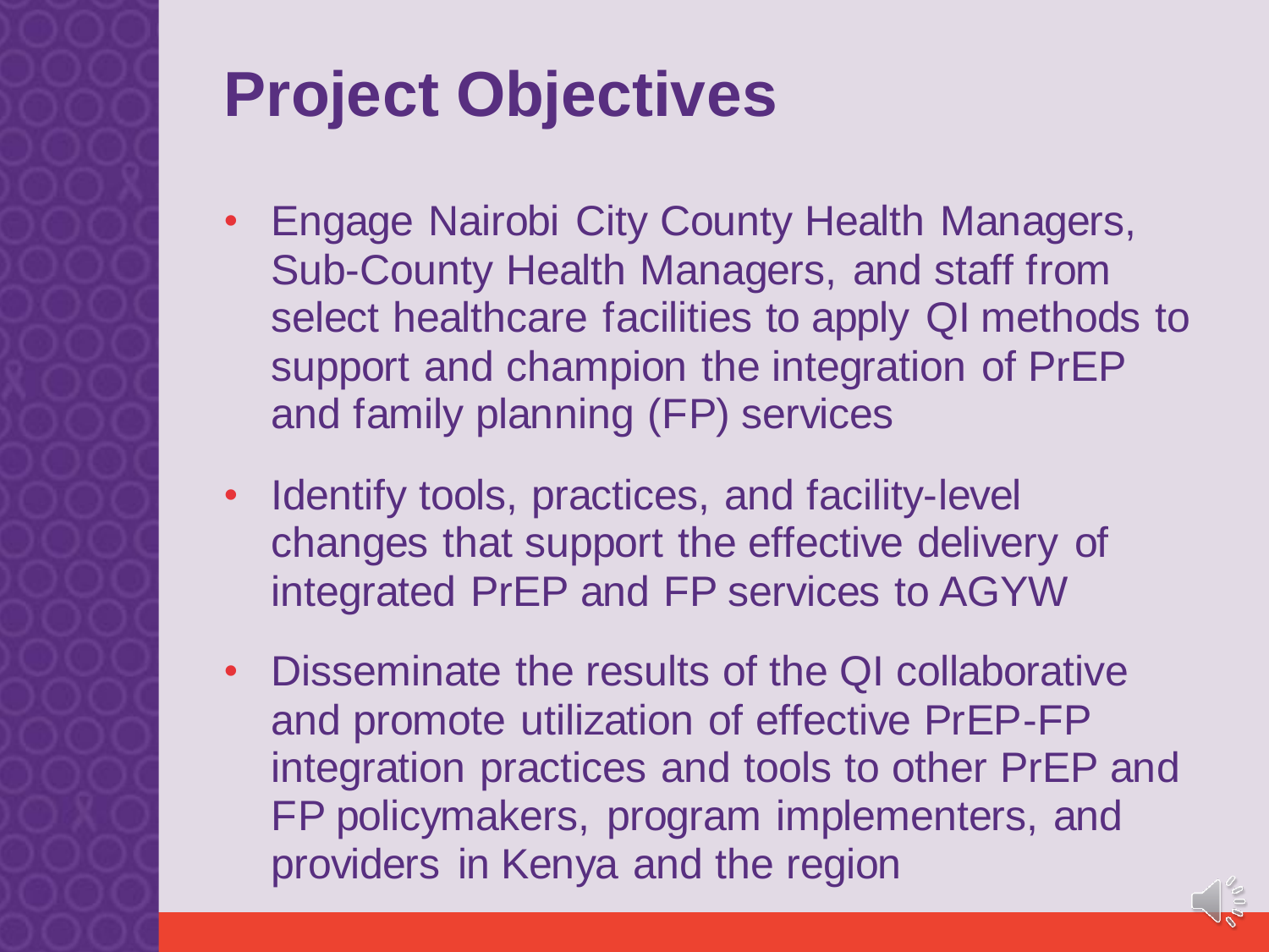# Project Objectives

- Engage Nairobi City County Health Managers, Sub-County Health Managers, and staff from select healthcare facilities to apply QI methods to support and champion the integration of PrEP and family planning (FP) services
- Identify tools, practices, and facility-level changes that support the effective delivery of integrated PrEP and FP services to AGYW
- Disseminate the results of the QI collaborative and promote utilization of effective PrEP-FP integration practices and tools to other PrEP and FP policymakers, program implementers, and providers in Kenya and the region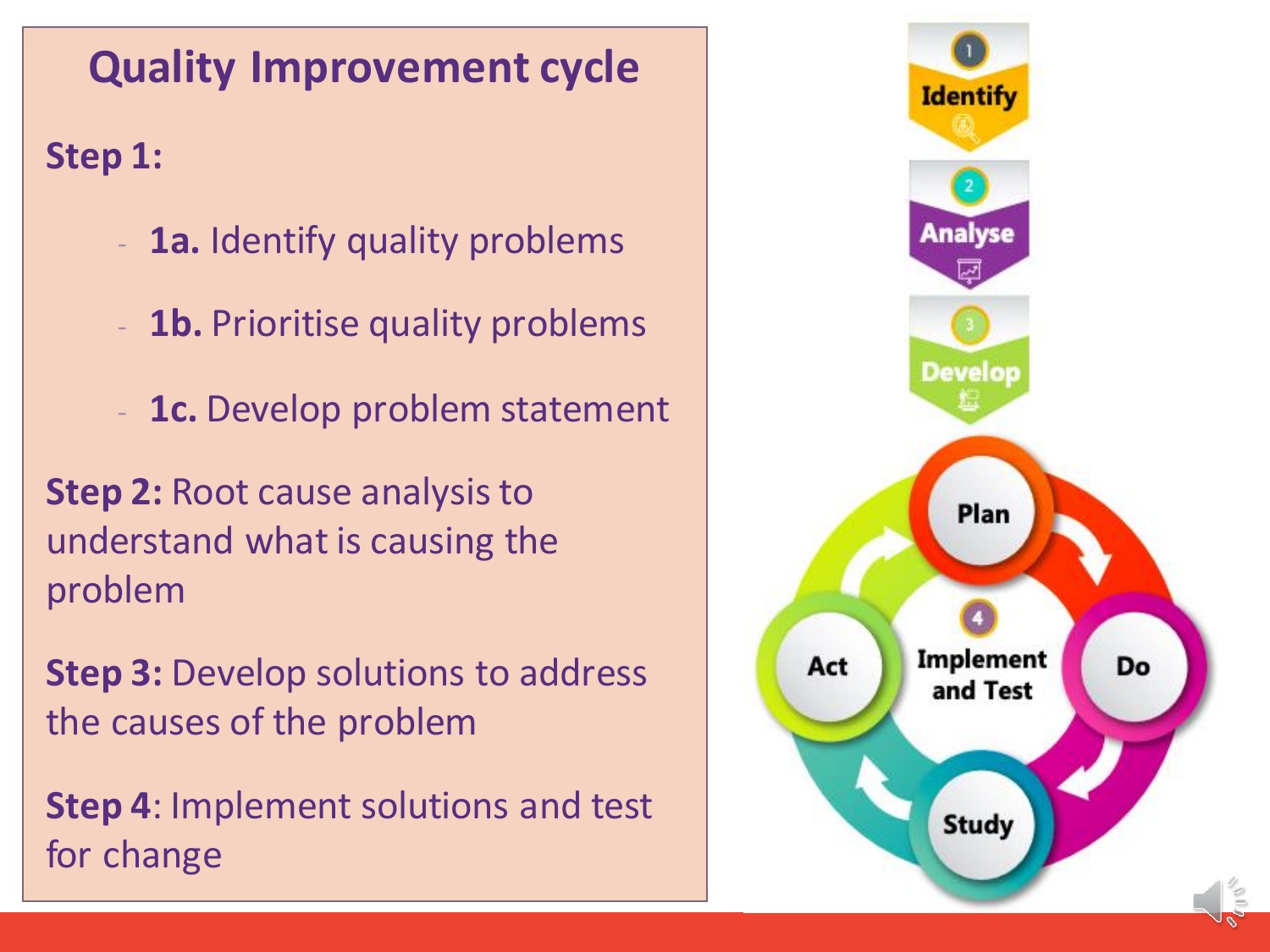# Quality Improvement cycle

**Step 1:**

- **1a.** Identify quality problems
- **1b.** Prioritise quality problems
- **1c.** Develop problem statement

**Step 2:** Root cause analysis to understand what is causing the problem

**Step 3:** Develop solutions to address the causes of the problem

**Step 4**: Implement solutions and test for change

1 Identify

2 Analyse

3 Develop

4 Implement and Test

Plan

Do

Study

Act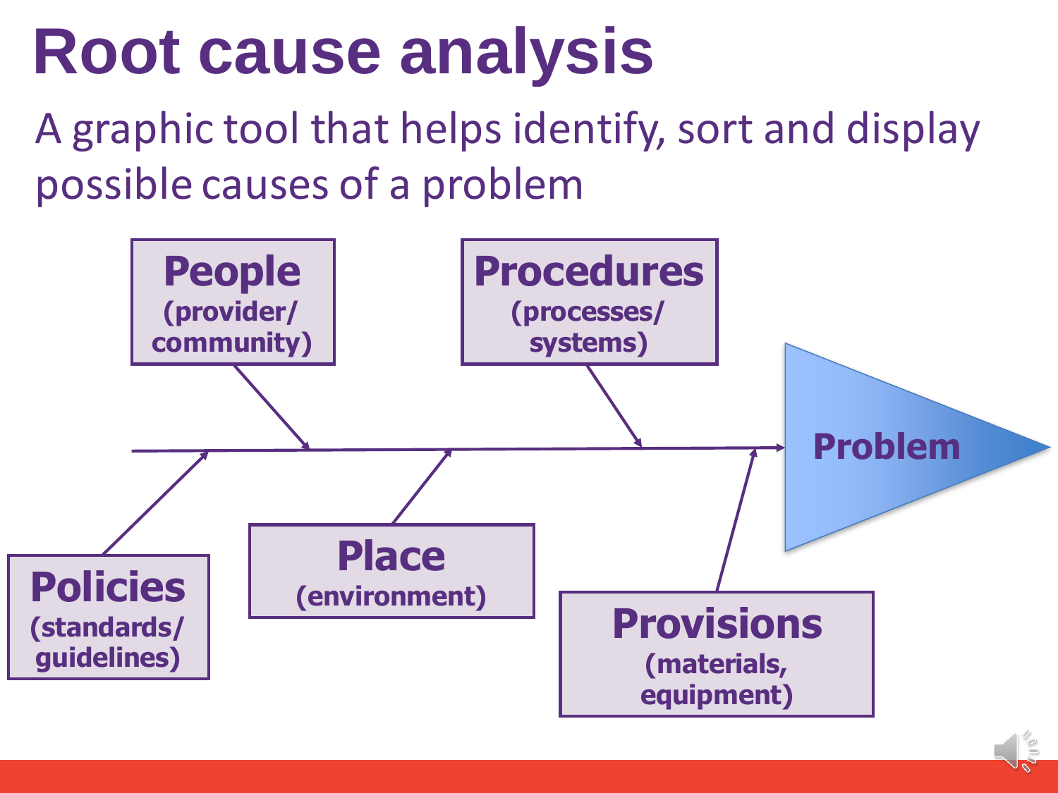# Root cause analysis

A graphic tool that helps identify, sort and display possible causes of a problem

**People** (provider/ community)

**Procedures** (processes/ systems)

**Problem**

**Policies** (standards/ guidelines)

**Place** (environment)

**Provisions** (materials, equipment)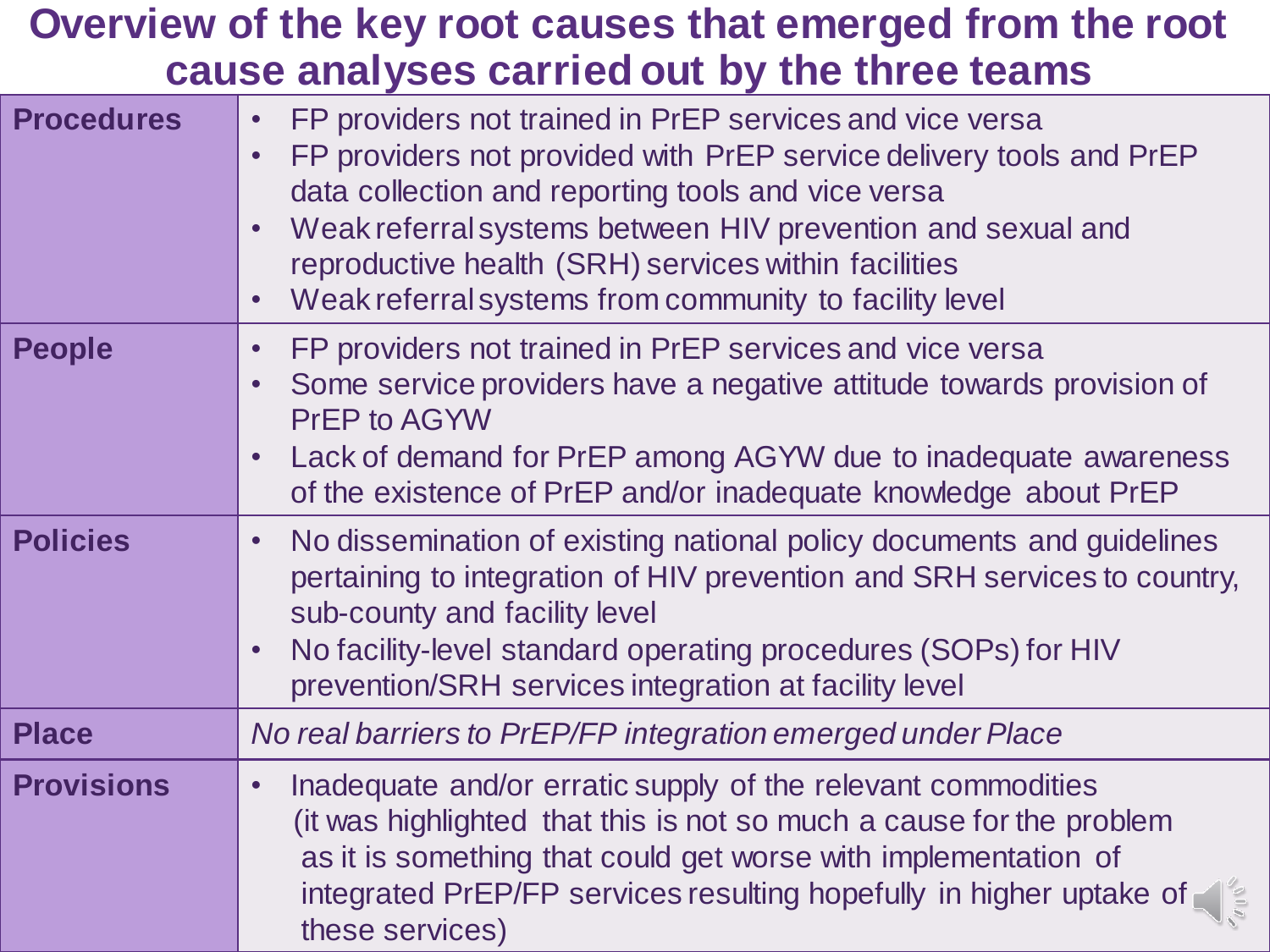# Overview of the key root causes that emerged from the root cause analyses carried out by the three teams

| | |
|---|---|
| **Procedures** | • FP providers not trained in PrEP services and vice versa<br>• FP providers not provided with PrEP service delivery tools and PrEP data collection and reporting tools and vice versa<br>• Weak referral systems between HIV prevention and sexual and reproductive health (SRH) services within facilities<br>• Weak referral systems from community to facility level |
| **People** | • FP providers not trained in PrEP services and vice versa<br>• Some service providers have a negative attitude towards provision of PrEP to AGYW<br>• Lack of demand for PrEP among AGYW due to inadequate awareness of the existence of PrEP and/or inadequate knowledge about PrEP |
| **Policies** | • No dissemination of existing national policy documents and guidelines pertaining to integration of HIV prevention and SRH services to country, sub-county and facility level<br>• No facility-level standard operating procedures (SOPs) for HIV prevention/SRH services integration at facility level |
| **Place** | *No real barriers to PrEP/FP integration emerged under Place* |
| **Provisions** | • Inadequate and/or erratic supply of the relevant commodities (it was highlighted that this is not so much a cause for the problem as it is something that could get worse with implementation of integrated PrEP/FP services resulting hopefully in higher uptake of these services) |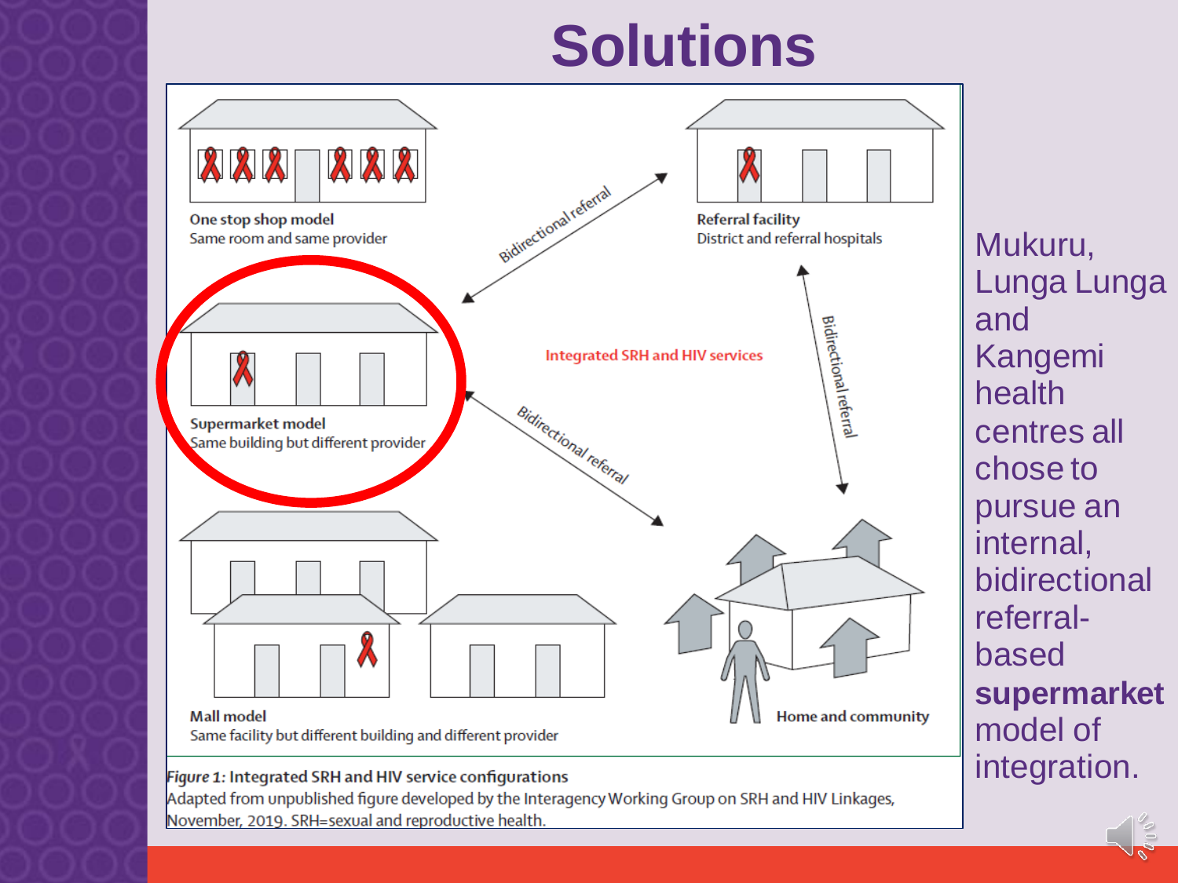# Solutions

One stop shop model
Same room and same provider

Referral facility
District and referral hospitals

Bidirectional referral

Supermarket model
Same building but different provider

Integrated SRH and HIV services

Bidirectional referral

Bidirectional referral

Mall model
Same facility but different building and different provider

Home and community

*Figure 1:* **Integrated SRH and HIV service configurations**
Adapted from unpublished figure developed by the Interagency Working Group on SRH and HIV Linkages, November, 2019. SRH=sexual and reproductive health.

Mukuru, Lunga Lunga and Kangemi health centres all chose to pursue an internal, bidirectional referral-based **supermarket** model of integration.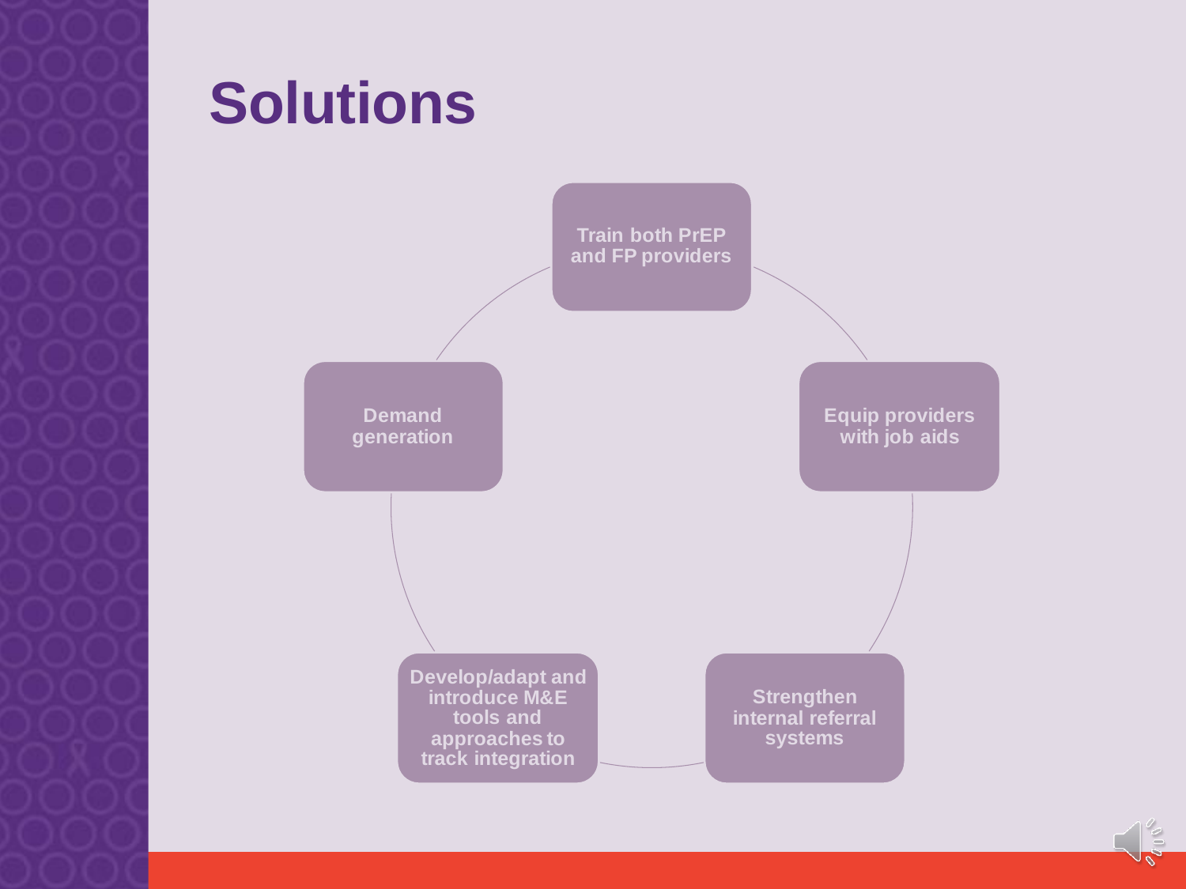# Solutions

- Train both PrEP and FP providers
- Equip providers with job aids
- Strengthen internal referral systems
- Develop/adapt and introduce M&E tools and approaches to track integration
- Demand generation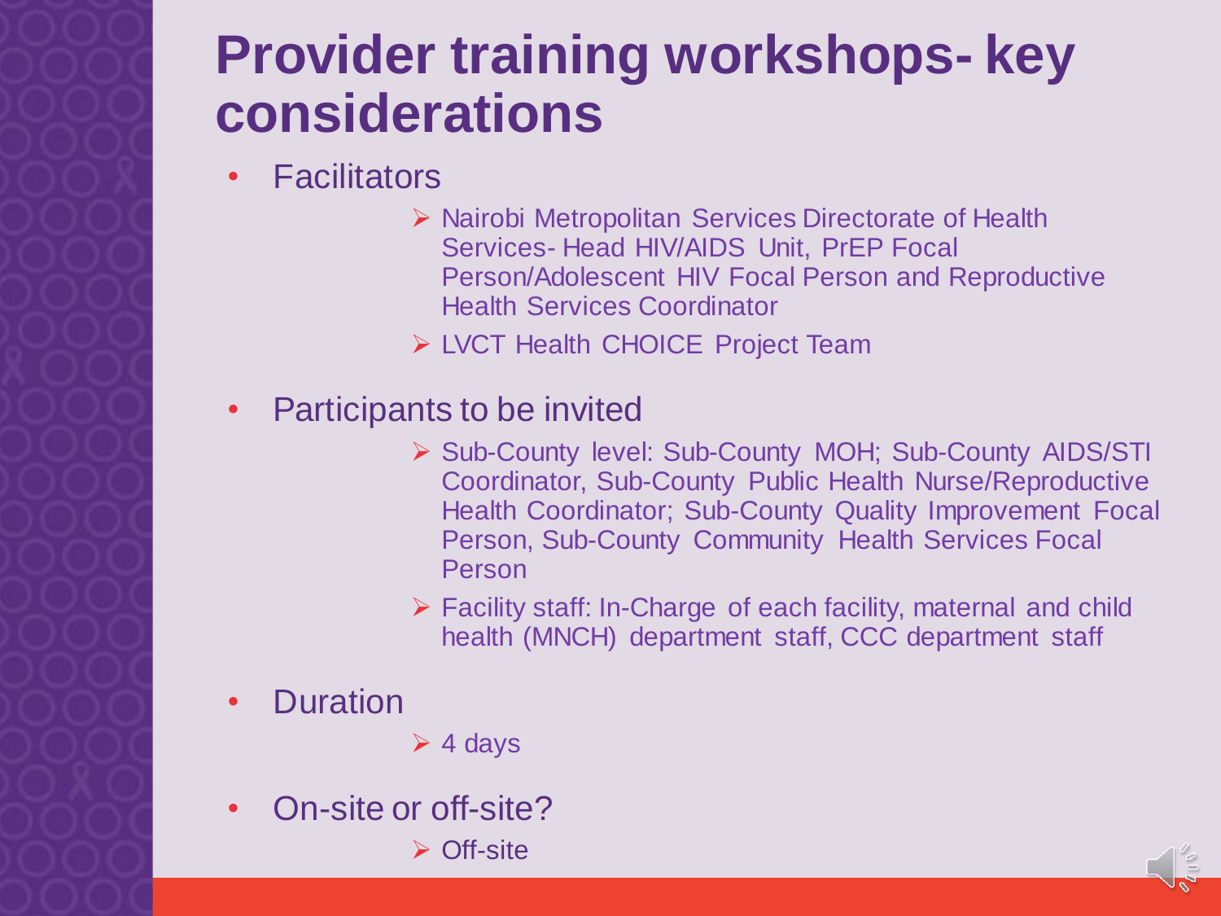# Provider training workshops- key considerations

- Facilitators
  - Nairobi Metropolitan Services Directorate of Health Services- Head HIV/AIDS Unit, PrEP Focal Person/Adolescent HIV Focal Person and Reproductive Health Services Coordinator
  - LVCT Health CHOICE Project Team
- Participants to be invited
  - Sub-County level: Sub-County MOH; Sub-County AIDS/STI Coordinator, Sub-County Public Health Nurse/Reproductive Health Coordinator; Sub-County Quality Improvement Focal Person, Sub-County Community Health Services Focal Person
  - Facility staff: In-Charge of each facility, maternal and child health (MNCH) department staff, CCC department staff
- Duration
  - 4 days
- On-site or off-site?
  - Off-site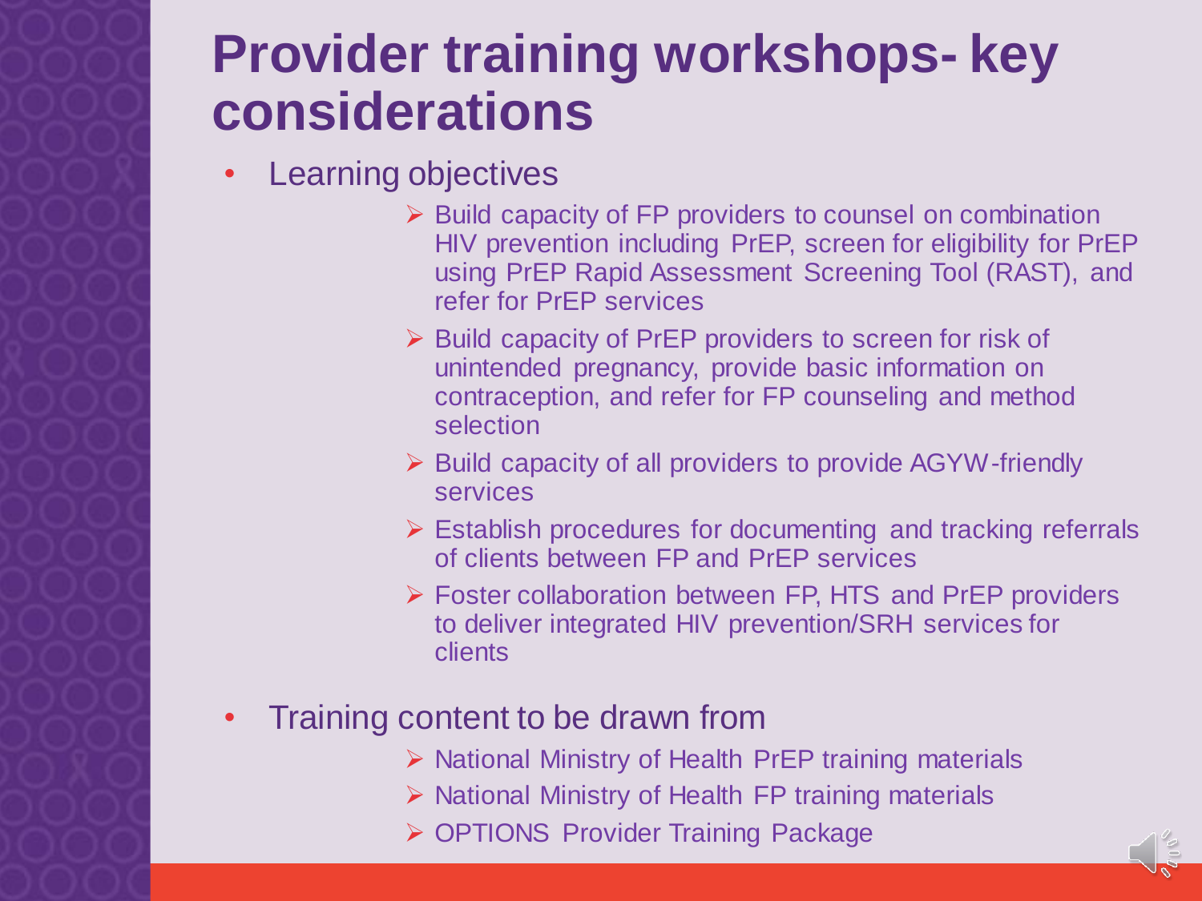# Provider training workshops- key considerations

- Learning objectives
  - Build capacity of FP providers to counsel on combination HIV prevention including PrEP, screen for eligibility for PrEP using PrEP Rapid Assessment Screening Tool (RAST), and refer for PrEP services
  - Build capacity of PrEP providers to screen for risk of unintended pregnancy, provide basic information on contraception, and refer for FP counseling and method selection
  - Build capacity of all providers to provide AGYW-friendly services
  - Establish procedures for documenting and tracking referrals of clients between FP and PrEP services
  - Foster collaboration between FP, HTS and PrEP providers to deliver integrated HIV prevention/SRH services for clients
- Training content to be drawn from
  - National Ministry of Health PrEP training materials
  - National Ministry of Health FP training materials
  - OPTIONS Provider Training Package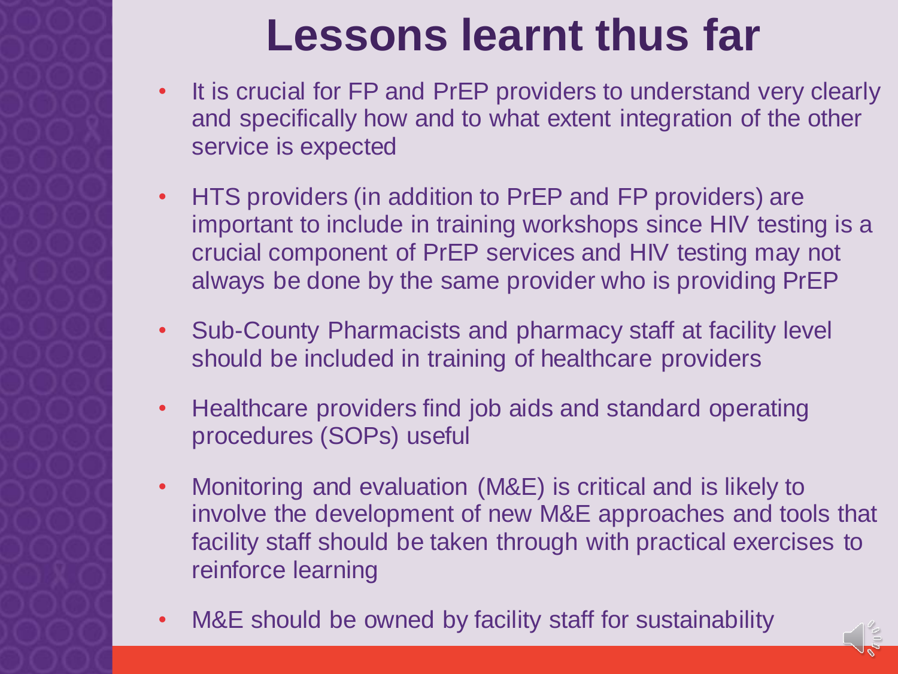# Lessons learnt thus far

- It is crucial for FP and PrEP providers to understand very clearly and specifically how and to what extent integration of the other service is expected
- HTS providers (in addition to PrEP and FP providers) are important to include in training workshops since HIV testing is a crucial component of PrEP services and HIV testing may not always be done by the same provider who is providing PrEP
- Sub-County Pharmacists and pharmacy staff at facility level should be included in training of healthcare providers
- Healthcare providers find job aids and standard operating procedures (SOPs) useful
- Monitoring and evaluation (M&E) is critical and is likely to involve the development of new M&E approaches and tools that facility staff should be taken through with practical exercises to reinforce learning
- M&E should be owned by facility staff for sustainability